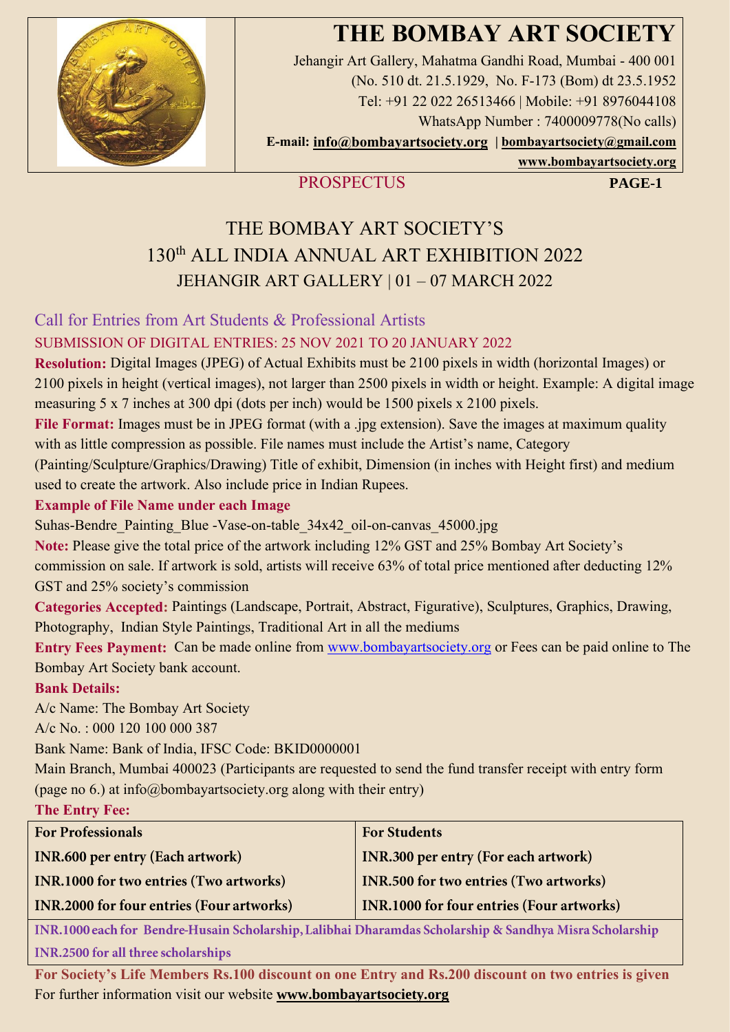# THE BOMBAY ART SOCIETY

Jehangir Art Gallery, Mahatma Gandhi Road, Mumbai - 400 001
(No. 510 dt. 21.5.1929, No. F-173 (Bom) dt 23.5.1952
Tel: +91 22 022 26513466 | Mobile: +91 8976044108
WhatsApp Number : 7400009778(No calls)
**E-mail: info@bombayartsociety.org | bombayartsociety@gmail.com**
**www.bombayartsociety.org**

PROSPECTUS **PAGE-1**

## THE BOMBAY ART SOCIETY'S 130th ALL INDIA ANNUAL ART EXHIBITION 2022 JEHANGIR ART GALLERY | 01 – 07 MARCH 2022

### Call for Entries from Art Students & Professional Artists

#### SUBMISSION OF DIGITAL ENTRIES: 25 NOV 2021 TO 20 JANUARY 2022

**Resolution:** Digital Images (JPEG) of Actual Exhibits must be 2100 pixels in width (horizontal Images) or 2100 pixels in height (vertical images), not larger than 2500 pixels in width or height. Example: A digital image measuring 5 x 7 inches at 300 dpi (dots per inch) would be 1500 pixels x 2100 pixels.

**File Format:** Images must be in JPEG format (with a .jpg extension). Save the images at maximum quality with as little compression as possible. File names must include the Artist's name, Category (Painting/Sculpture/Graphics/Drawing) Title of exhibit, Dimension (in inches with Height first) and medium used to create the artwork. Also include price in Indian Rupees.

**Example of File Name under each Image**

Suhas-Bendre_Painting_Blue -Vase-on-table_34x42_oil-on-canvas_45000.jpg

**Note:** Please give the total price of the artwork including 12% GST and 25% Bombay Art Society's commission on sale. If artwork is sold, artists will receive 63% of total price mentioned after deducting 12% GST and 25% society's commission

**Categories Accepted:** Paintings (Landscape, Portrait, Abstract, Figurative), Sculptures, Graphics, Drawing, Photography, Indian Style Paintings, Traditional Art in all the mediums

**Entry Fees Payment:** Can be made online from www.bombayartsociety.org or Fees can be paid online to The Bombay Art Society bank account.

**Bank Details:**

A/c Name: The Bombay Art Society
A/c No. : 000 120 100 000 387
Bank Name: Bank of India, IFSC Code: BKID0000001
Main Branch, Mumbai 400023 (Participants are requested to send the fund transfer receipt with entry form (page no 6.) at info@bombayartsociety.org along with their entry)

**The Entry Fee:**

| For Professionals | For Students |
|---|---|
| INR.600 per entry (Each artwork) | INR.300 per entry (For each artwork) |
| INR.1000 for two entries (Two artworks) | INR.500 for two entries (Two artworks) |
| INR.2000 for four entries (Four artworks) | INR.1000 for four entries (Four artworks) |
| INR.1000 each for Bendre-Husain Scholarship, Lalibhai Dharamdas Scholarship & Sandhya Misra Scholarship<br>INR.2500 for all three scholarships | |

**For Society's Life Members Rs.100 discount on one Entry and Rs.200 discount on two entries is given**

For further information visit our website **www.bombayartsociety.org**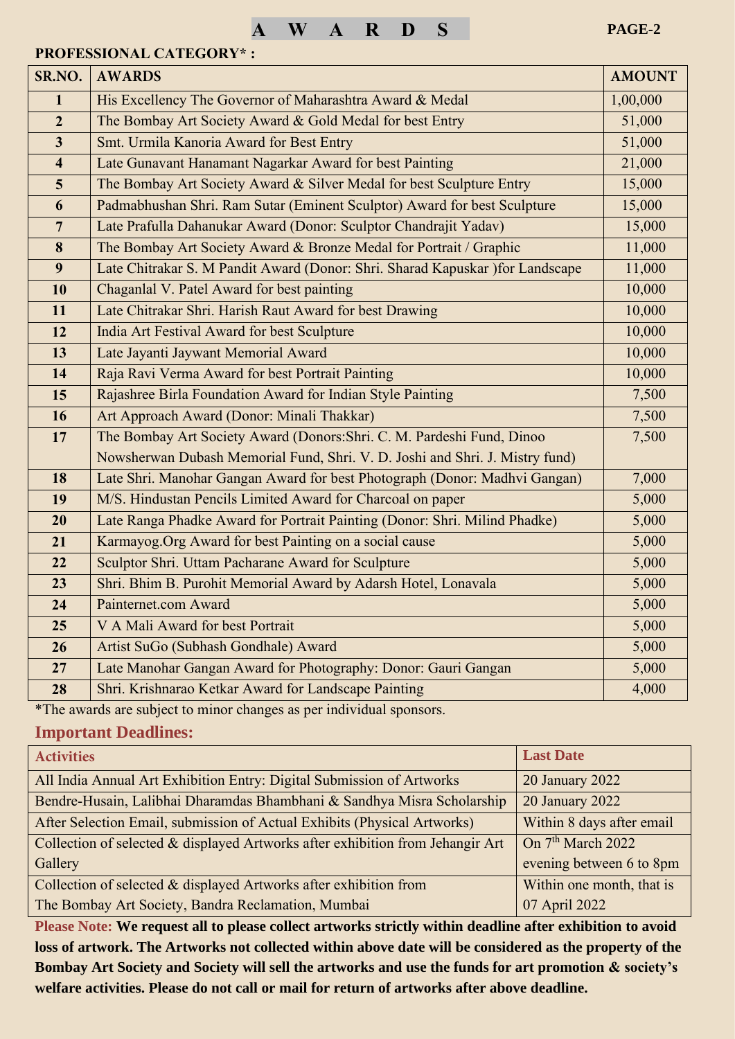# A W A R D S

**PROFESSIONAL CATEGORY* :**

| SR.NO. | AWARDS | AMOUNT |
|---|---|---|
| 1 | His Excellency The Governor of Maharashtra Award & Medal | 1,00,000 |
| 2 | The Bombay Art Society Award & Gold Medal for best Entry | 51,000 |
| 3 | Smt. Urmila Kanoria Award for Best Entry | 51,000 |
| 4 | Late Gunavant Hanamant Nagarkar Award for best Painting | 21,000 |
| 5 | The Bombay Art Society Award & Silver Medal for best Sculpture Entry | 15,000 |
| 6 | Padmabhushan Shri. Ram Sutar (Eminent Sculptor) Award for best Sculpture | 15,000 |
| 7 | Late Prafulla Dahanukar Award (Donor: Sculptor Chandrajit Yadav) | 15,000 |
| 8 | The Bombay Art Society Award & Bronze Medal for Portrait / Graphic | 11,000 |
| 9 | Late Chitrakar S. M Pandit Award (Donor: Shri. Sharad Kapuskar )for Landscape | 11,000 |
| 10 | Chaganlal V. Patel Award for best painting | 10,000 |
| 11 | Late Chitrakar Shri. Harish Raut Award for best Drawing | 10,000 |
| 12 | India Art Festival Award for best Sculpture | 10,000 |
| 13 | Late Jayanti Jaywant Memorial Award | 10,000 |
| 14 | Raja Ravi Verma Award for best Portrait Painting | 10,000 |
| 15 | Rajashree Birla Foundation Award for Indian Style Painting | 7,500 |
| 16 | Art Approach Award (Donor: Minali Thakkar) | 7,500 |
| 17 | The Bombay Art Society Award (Donors:Shri. C. M. Pardeshi Fund, Dinoo Nowsherwan Dubash Memorial Fund, Shri. V. D. Joshi and Shri. J. Mistry fund) | 7,500 |
| 18 | Late Shri. Manohar Gangan Award for best Photograph (Donor: Madhvi Gangan) | 7,000 |
| 19 | M/S. Hindustan Pencils Limited Award for Charcoal on paper | 5,000 |
| 20 | Late Ranga Phadke Award for Portrait Painting (Donor: Shri. Milind Phadke) | 5,000 |
| 21 | Karmayog.Org Award for best Painting on a social cause | 5,000 |
| 22 | Sculptor Shri. Uttam Pacharane Award for Sculpture | 5,000 |
| 23 | Shri. Bhim B. Purohit Memorial Award by Adarsh Hotel, Lonavala | 5,000 |
| 24 | Painternet.com Award | 5,000 |
| 25 | V A Mali Award for best Portrait | 5,000 |
| 26 | Artist SuGo (Subhash Gondhale) Award | 5,000 |
| 27 | Late Manohar Gangan Award for Photography: Donor: Gauri Gangan | 5,000 |
| 28 | Shri. Krishnarao Ketkar Award for Landscape Painting | 4,000 |

*The awards are subject to minor changes as per individual sponsors.

## Important Deadlines:

| Activities | Last Date |
|---|---|
| All India Annual Art Exhibition Entry: Digital Submission of Artworks | 20 January 2022 |
| Bendre-Husain, Lalibhai Dharamdas Bhambhani & Sandhya Misra Scholarship | 20 January 2022 |
| After Selection Email, submission of Actual Exhibits (Physical Artworks) | Within 8 days after email |
| Collection of selected & displayed Artworks after exhibition from Jehangir Art Gallery | On 7th March 2022 evening between 6 to 8pm |
| Collection of selected & displayed Artworks after exhibition from The Bombay Art Society, Bandra Reclamation, Mumbai | Within one month, that is 07 April 2022 |

**Please Note: We request all to please collect artworks strictly within deadline after exhibition to avoid loss of artwork. The Artworks not collected within above date will be considered as the property of the Bombay Art Society and Society will sell the artworks and use the funds for art promotion & society's welfare activities. Please do not call or mail for return of artworks after above deadline.**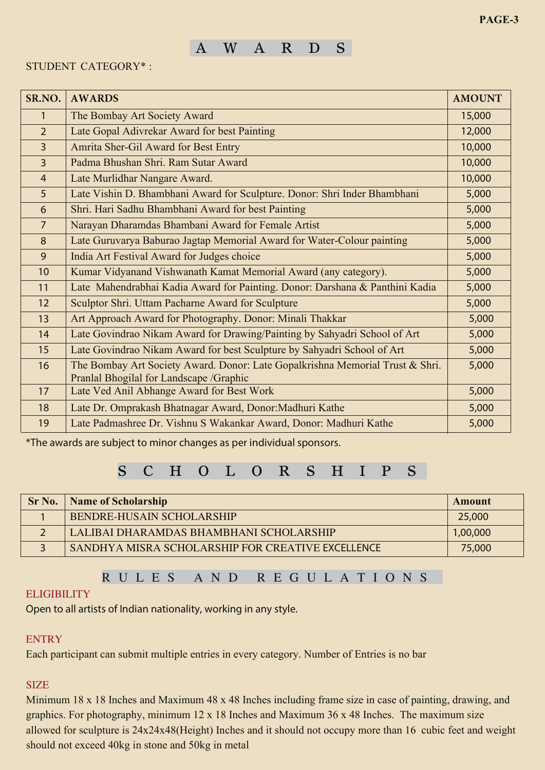# A W A R D S

STUDENT CATEGORY* :

| SR.NO. | AWARDS | AMOUNT |
|---|---|---|
| 1 | The Bombay Art Society Award | 15,000 |
| 2 | Late Gopal Adivrekar Award for best Painting | 12,000 |
| 3 | Amrita Sher-Gil Award for Best Entry | 10,000 |
| 3 | Padma Bhushan Shri. Ram Sutar Award | 10,000 |
| 4 | Late Murlidhar Nangare Award. | 10,000 |
| 5 | Late Vishin D. Bhambhani Award for Sculpture. Donor: Shri Inder Bhambhani | 5,000 |
| 6 | Shri. Hari Sadhu Bhambhani Award for best Painting | 5,000 |
| 7 | Narayan Dharamdas Bhambani Award for Female Artist | 5,000 |
| 8 | Late Guruvarya Baburao Jagtap Memorial Award for Water-Colour painting | 5,000 |
| 9 | India Art Festival Award for Judges choice | 5,000 |
| 10 | Kumar Vidyanand Vishwanath Kamat Memorial Award (any category). | 5,000 |
| 11 | Late Mahendrabhai Kadia Award for Painting. Donor: Darshana & Panthini Kadia | 5,000 |
| 12 | Sculptor Shri. Uttam Pacharne Award for Sculpture | 5,000 |
| 13 | Art Approach Award for Photography. Donor: Minali Thakkar | 5,000 |
| 14 | Late Govindrao Nikam Award for Drawing/Painting by Sahyadri School of Art | 5,000 |
| 15 | Late Govindrao Nikam Award for best Sculpture by Sahyadri School of Art | 5,000 |
| 16 | The Bombay Art Society Award. Donor: Late Gopalkrishna Memorial Trust & Shri. Pranlal Bhogilal for Landscape /Graphic | 5,000 |
| 17 | Late Ved Anil Abhange Award for Best Work | 5,000 |
| 18 | Late Dr. Omprakash Bhatnagar Award, Donor:Madhuri Kathe | 5,000 |
| 19 | Late Padmashree Dr. Vishnu S Wakankar Award, Donor: Madhuri Kathe | 5,000 |

*The awards are subject to minor changes as per individual sponsors.

# S C H O L O R S H I P S

| Sr No. | Name of Scholarship | Amount |
|---|---|---|
| 1 | BENDRE-HUSAIN SCHOLARSHIP | 25,000 |
| 2 | LALIBAI DHARAMDAS BHAMBHANI SCHOLARSHIP | 1,00,000 |
| 3 | SANDHYA MISRA SCHOLARSHIP FOR CREATIVE EXCELLENCE | 75,000 |

# R U L E S  A N D  R E G U L A T I O N S

## ELIGIBILITY

Open to all artists of Indian nationality, working in any style.

## ENTRY

Each participant can submit multiple entries in every category. Number of Entries is no bar

## SIZE

Minimum 18 x 18 Inches and Maximum 48 x 48 Inches including frame size in case of painting, drawing, and graphics. For photography, minimum 12 x 18 Inches and Maximum 36 x 48 Inches. The maximum size allowed for sculpture is 24x24x48(Height) Inches and it should not occupy more than 16 cubic feet and weight should not exceed 40kg in stone and 50kg in metal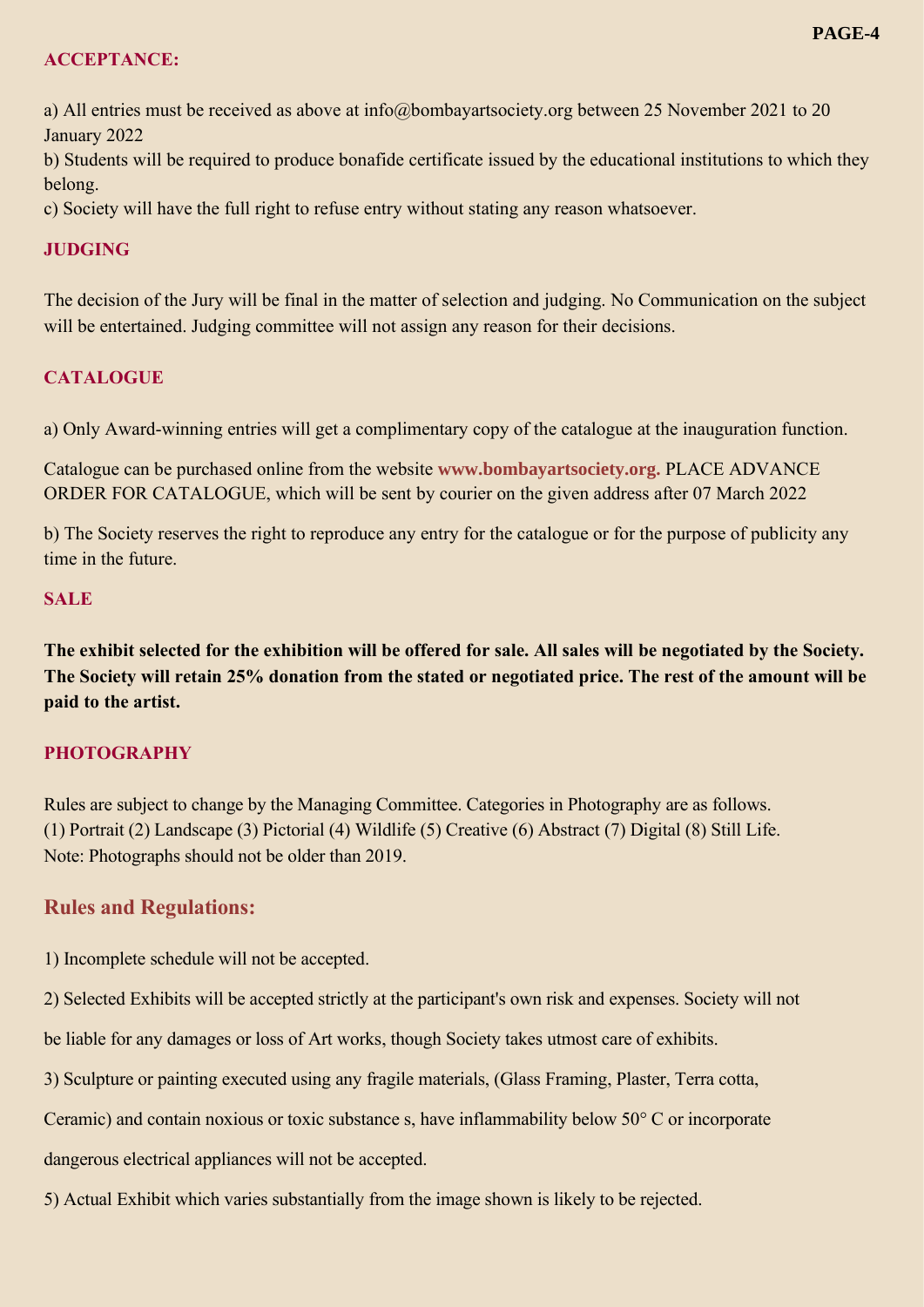## ACCEPTANCE:

a) All entries must be received as above at info@bombayartsociety.org between 25 November 2021 to 20 January 2022

b) Students will be required to produce bonafide certificate issued by the educational institutions to which they belong.

c) Society will have the full right to refuse entry without stating any reason whatsoever.

## JUDGING

The decision of the Jury will be final in the matter of selection and judging. No Communication on the subject will be entertained. Judging committee will not assign any reason for their decisions.

## CATALOGUE

a) Only Award-winning entries will get a complimentary copy of the catalogue at the inauguration function.

Catalogue can be purchased online from the website **www.bombayartsociety.org.** PLACE ADVANCE ORDER FOR CATALOGUE, which will be sent by courier on the given address after 07 March 2022

b) The Society reserves the right to reproduce any entry for the catalogue or for the purpose of publicity any time in the future.

## SALE

**The exhibit selected for the exhibition will be offered for sale. All sales will be negotiated by the Society. The Society will retain 25% donation from the stated or negotiated price. The rest of the amount will be paid to the artist.**

## PHOTOGRAPHY

Rules are subject to change by the Managing Committee. Categories in Photography are as follows. (1) Portrait (2) Landscape (3) Pictorial (4) Wildlife (5) Creative (6) Abstract (7) Digital (8) Still Life.
Note: Photographs should not be older than 2019.

## Rules and Regulations:

1) Incomplete schedule will not be accepted.

2) Selected Exhibits will be accepted strictly at the participant's own risk and expenses. Society will not be liable for any damages or loss of Art works, though Society takes utmost care of exhibits.

3) Sculpture or painting executed using any fragile materials, (Glass Framing, Plaster, Terra cotta, Ceramic) and contain noxious or toxic substance s, have inflammability below 50° C or incorporate dangerous electrical appliances will not be accepted.

5) Actual Exhibit which varies substantially from the image shown is likely to be rejected.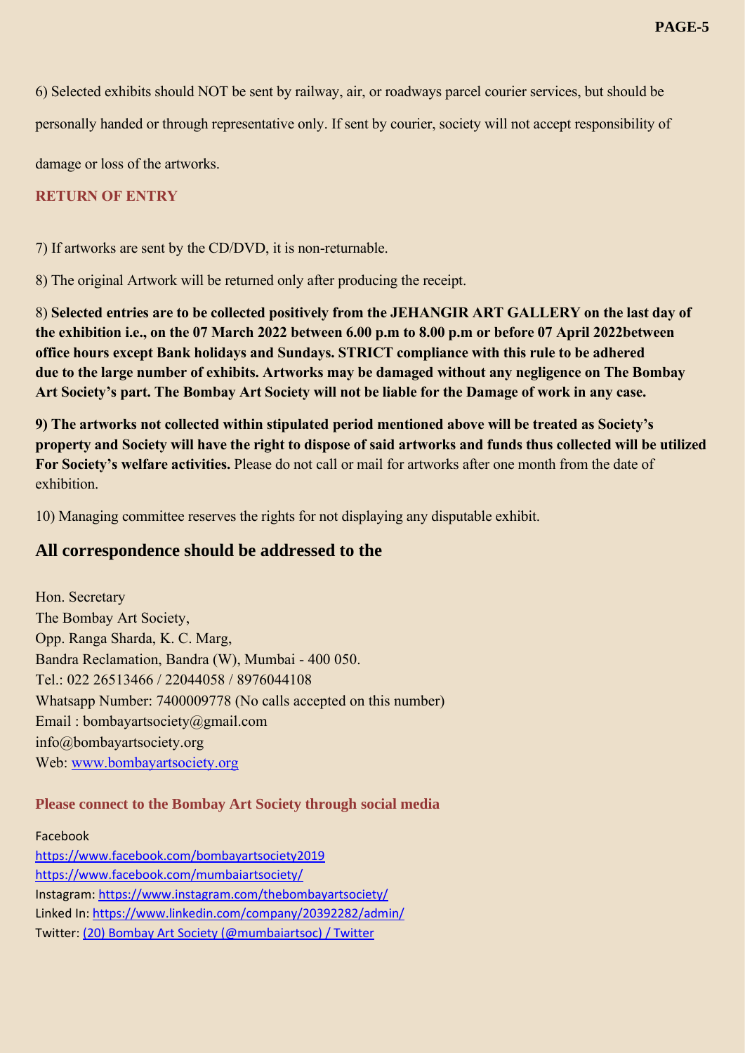6) Selected exhibits should NOT be sent by railway, air, or roadways parcel courier services, but should be personally handed or through representative only. If sent by courier, society will not accept responsibility of damage or loss of the artworks.

**RETURN OF ENTRY**

7) If artworks are sent by the CD/DVD, it is non-returnable.

8) The original Artwork will be returned only after producing the receipt.

8) **Selected entries are to be collected positively from the JEHANGIR ART GALLERY on the last day of the exhibition i.e., on the 07 March 2022 between 6.00 p.m to 8.00 p.m or before 07 April 2022between office hours except Bank holidays and Sundays. STRICT compliance with this rule to be adhered due to the large number of exhibits. Artworks may be damaged without any negligence on The Bombay Art Society's part. The Bombay Art Society will not be liable for the Damage of work in any case.**

**9) The artworks not collected within stipulated period mentioned above will be treated as Society's property and Society will have the right to dispose of said artworks and funds thus collected will be utilized For Society's welfare activities.** Please do not call or mail for artworks after one month from the date of exhibition.

10) Managing committee reserves the rights for not displaying any disputable exhibit.

## All correspondence should be addressed to the

Hon. Secretary
The Bombay Art Society,
Opp. Ranga Sharda, K. C. Marg,
Bandra Reclamation, Bandra (W), Mumbai - 400 050.
Tel.: 022 26513466 / 22044058 / 8976044108
Whatsapp Number: 7400009778 (No calls accepted on this number)
Email : bombayartsociety@gmail.com
info@bombayartsociety.org
Web: [www.bombayartsociety.org](http://www.bombayartsociety.org)

**Please connect to the Bombay Art Society through social media**

Facebook
https://www.facebook.com/bombayartsociety2019
https://www.facebook.com/mumbaiartsociety/
Instagram: https://www.instagram.com/thebombayartsociety/
Linked In: https://www.linkedin.com/company/20392282/admin/
Twitter: (20) Bombay Art Society (@mumbaiartsoc) / Twitter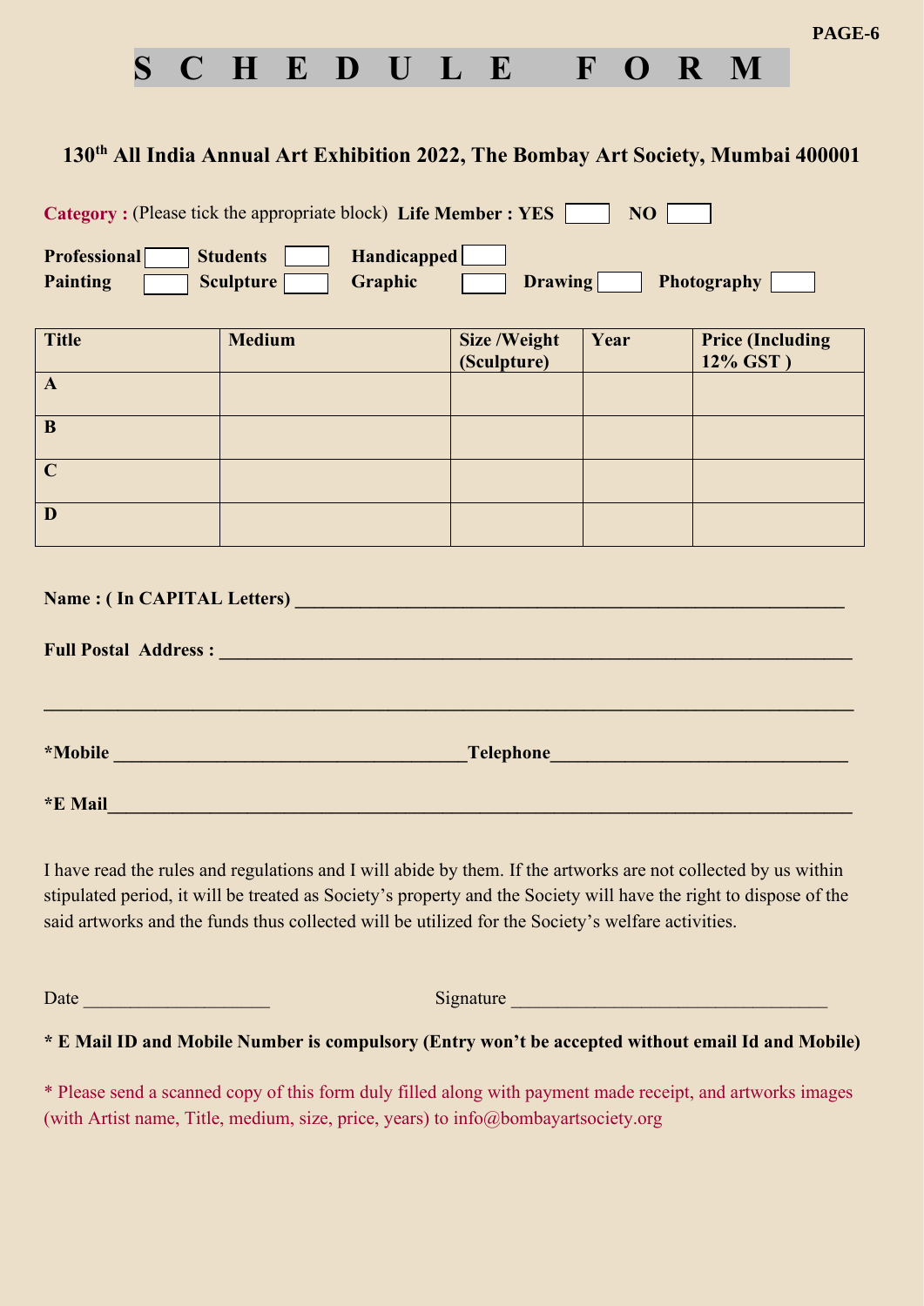# S C H E D U L E   F O R M

### 130th All India Annual Art Exhibition 2022, The Bombay Art Society, Mumbai 400001

**Category :** (Please tick the appropriate block) **Life Member : YES** ☐ **NO** ☐

**Professional** ☐ **Students** ☐ **Handicapped** ☐

**Painting** ☐ **Sculpture** ☐ **Graphic** ☐ **Drawing** ☐ **Photography** ☐

| Title | Medium | Size /Weight (Sculpture) | Year | Price (Including 12% GST ) |
|---|---|---|---|---|
| A | | | | |
| B | | | | |
| C | | | | |
| D | | | | |

**Name : ( In CAPITAL Letters)** ______________________________________________

**Full Postal Address :** ______________________________________________

______________________________________________

**\*Mobile** ____________________________ **Telephone** ____________________________

**\*E Mail** ______________________________________________

I have read the rules and regulations and I will abide by them. If the artworks are not collected by us within stipulated period, it will be treated as Society's property and the Society will have the right to dispose of the said artworks and the funds thus collected will be utilized for the Society's welfare activities.

Date ____________________ Signature ________________________________

**\* E Mail ID and Mobile Number is compulsory (Entry won't be accepted without email Id and Mobile)**

\* Please send a scanned copy of this form duly filled along with payment made receipt, and artworks images (with Artist name, Title, medium, size, price, years) to info@bombayartsociety.org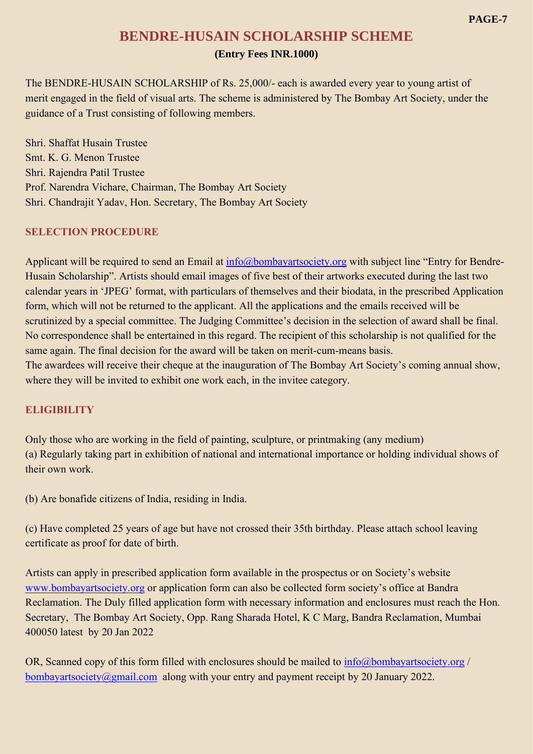# BENDRE-HUSAIN SCHOLARSHIP SCHEME

**(Entry Fees INR.1000)**

The BENDRE-HUSAIN SCHOLARSHIP of Rs. 25,000/- each is awarded every year to young artist of merit engaged in the field of visual arts. The scheme is administered by The Bombay Art Society, under the guidance of a Trust consisting of following members.

Shri. Shaffat Husain Trustee
Smt. K. G. Menon Trustee
Shri. Rajendra Patil Trustee
Prof. Narendra Vichare, Chairman, The Bombay Art Society
Shri. Chandrajit Yadav, Hon. Secretary, The Bombay Art Society

## SELECTION PROCEDURE

Applicant will be required to send an Email at info@bombayartsociety.org with subject line "Entry for Bendre-Husain Scholarship". Artists should email images of five best of their artworks executed during the last two calendar years in 'JPEG' format, with particulars of themselves and their biodata, in the prescribed Application form, which will not be returned to the applicant. All the applications and the emails received will be scrutinized by a special committee. The Judging Committee's decision in the selection of award shall be final. No correspondence shall be entertained in this regard. The recipient of this scholarship is not qualified for the same again. The final decision for the award will be taken on merit-cum-means basis.
The awardees will receive their cheque at the inauguration of The Bombay Art Society's coming annual show, where they will be invited to exhibit one work each, in the invitee category.

## ELIGIBILITY

Only those who are working in the field of painting, sculpture, or printmaking (any medium)
(a) Regularly taking part in exhibition of national and international importance or holding individual shows of their own work.

(b) Are bonafide citizens of India, residing in India.

(c) Have completed 25 years of age but have not crossed their 35th birthday. Please attach school leaving certificate as proof for date of birth.

Artists can apply in prescribed application form available in the prospectus or on Society's website www.bombayartsociety.org or application form can also be collected form society's office at Bandra Reclamation. The Duly filled application form with necessary information and enclosures must reach the Hon. Secretary, The Bombay Art Society, Opp. Rang Sharada Hotel, K C Marg, Bandra Reclamation, Mumbai 400050 latest by 20 Jan 2022

OR, Scanned copy of this form filled with enclosures should be mailed to info@bombayartsociety.org / bombayartsociety@gmail.com along with your entry and payment receipt by 20 January 2022.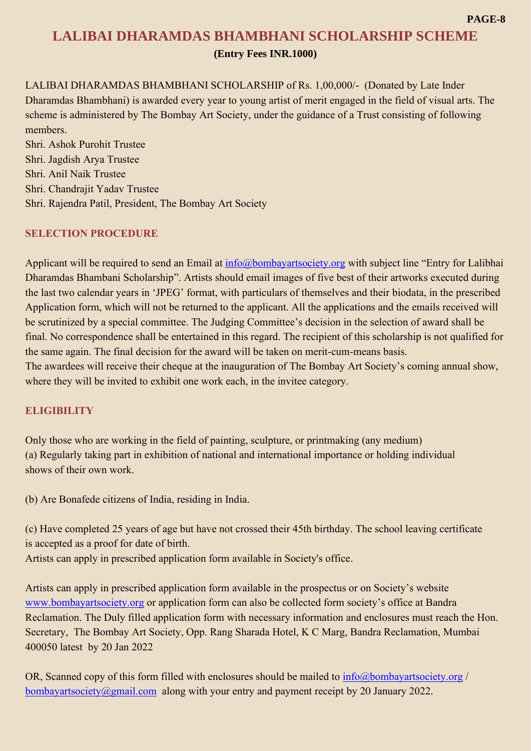# LALIBAI DHARAMDAS BHAMBHANI SCHOLARSHIP SCHEME

**(Entry Fees INR.1000)**

LALIBAI DHARAMDAS BHAMBHANI SCHOLARSHIP of Rs. 1,00,000/- (Donated by Late Inder Dharamdas Bhambhani) is awarded every year to young artist of merit engaged in the field of visual arts. The scheme is administered by The Bombay Art Society, under the guidance of a Trust consisting of following members.

Shri. Ashok Purohit Trustee
Shri. Jagdish Arya Trustee
Shri. Anil Naik Trustee
Shri. Chandrajit Yadav Trustee
Shri. Rajendra Patil, President, The Bombay Art Society

## SELECTION PROCEDURE

Applicant will be required to send an Email at info@bombayartsociety.org with subject line "Entry for Lalibhai Dharamdas Bhambani Scholarship". Artists should email images of five best of their artworks executed during the last two calendar years in 'JPEG' format, with particulars of themselves and their biodata, in the prescribed Application form, which will not be returned to the applicant. All the applications and the emails received will be scrutinized by a special committee. The Judging Committee's decision in the selection of award shall be final. No correspondence shall be entertained in this regard. The recipient of this scholarship is not qualified for the same again. The final decision for the award will be taken on merit-cum-means basis.
The awardees will receive their cheque at the inauguration of The Bombay Art Society's coming annual show, where they will be invited to exhibit one work each, in the invitee category.

## ELIGIBILITY

Only those who are working in the field of painting, sculpture, or printmaking (any medium)
(a) Regularly taking part in exhibition of national and international importance or holding individual shows of their own work.

(b) Are Bonafede citizens of India, residing in India.

(c) Have completed 25 years of age but have not crossed their 45th birthday. The school leaving certificate is accepted as a proof for date of birth.
Artists can apply in prescribed application form available in Society's office.

Artists can apply in prescribed application form available in the prospectus or on Society's website www.bombayartsociety.org or application form can also be collected form society's office at Bandra Reclamation. The Duly filled application form with necessary information and enclosures must reach the Hon. Secretary, The Bombay Art Society, Opp. Rang Sharada Hotel, K C Marg, Bandra Reclamation, Mumbai 400050 latest by 20 Jan 2022

OR, Scanned copy of this form filled with enclosures should be mailed to info@bombayartsociety.org / bombayartsociety@gmail.com along with your entry and payment receipt by 20 January 2022.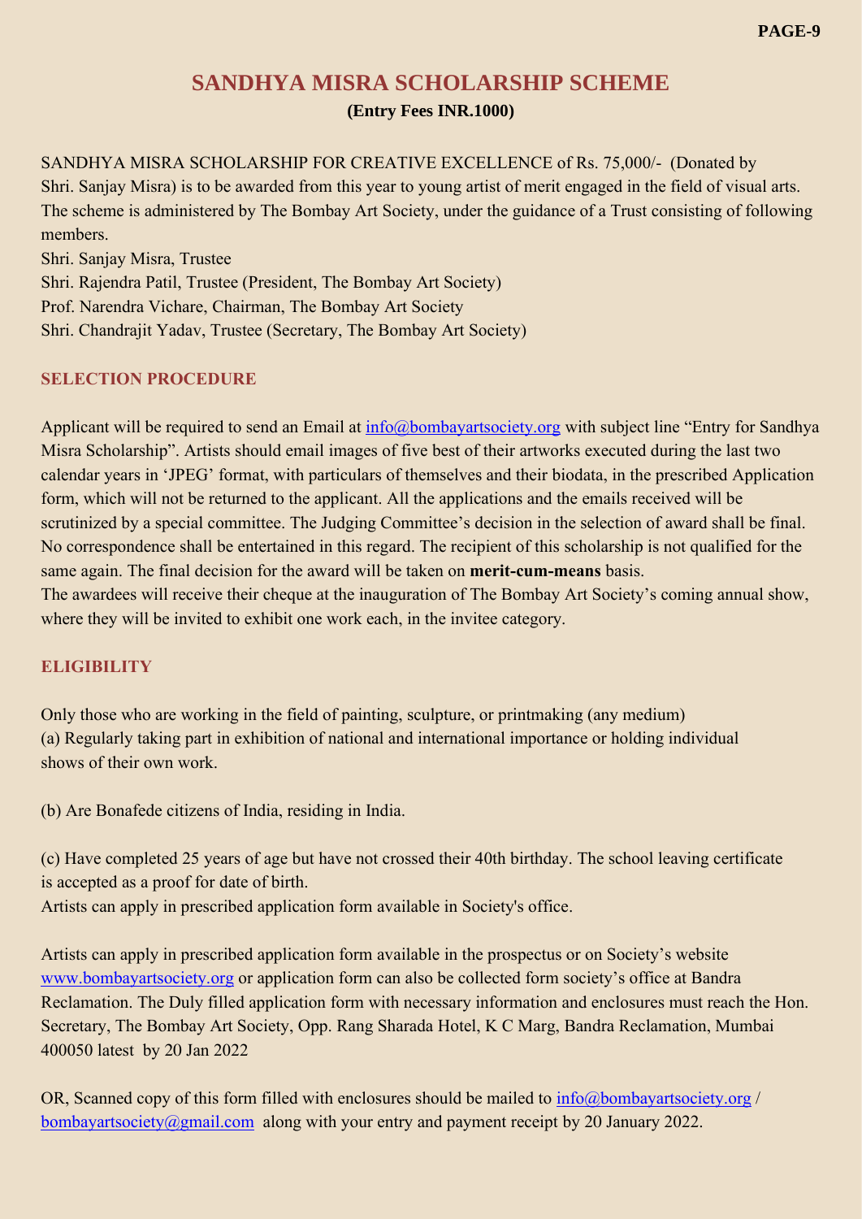# SANDHYA MISRA SCHOLARSHIP SCHEME

**(Entry Fees INR.1000)**

SANDHYA MISRA SCHOLARSHIP FOR CREATIVE EXCELLENCE of Rs. 75,000/- (Donated by Shri. Sanjay Misra) is to be awarded from this year to young artist of merit engaged in the field of visual arts. The scheme is administered by The Bombay Art Society, under the guidance of a Trust consisting of following members.

Shri. Sanjay Misra, Trustee
Shri. Rajendra Patil, Trustee (President, The Bombay Art Society)
Prof. Narendra Vichare, Chairman, The Bombay Art Society
Shri. Chandrajit Yadav, Trustee (Secretary, The Bombay Art Society)

## SELECTION PROCEDURE

Applicant will be required to send an Email at info@bombayartsociety.org with subject line "Entry for Sandhya Misra Scholarship". Artists should email images of five best of their artworks executed during the last two calendar years in 'JPEG' format, with particulars of themselves and their biodata, in the prescribed Application form, which will not be returned to the applicant. All the applications and the emails received will be scrutinized by a special committee. The Judging Committee's decision in the selection of award shall be final. No correspondence shall be entertained in this regard. The recipient of this scholarship is not qualified for the same again. The final decision for the award will be taken on **merit-cum-means** basis.
The awardees will receive their cheque at the inauguration of The Bombay Art Society's coming annual show, where they will be invited to exhibit one work each, in the invitee category.

## ELIGIBILITY

Only those who are working in the field of painting, sculpture, or printmaking (any medium)
(a) Regularly taking part in exhibition of national and international importance or holding individual shows of their own work.

(b) Are Bonafede citizens of India, residing in India.

(c) Have completed 25 years of age but have not crossed their 40th birthday. The school leaving certificate is accepted as a proof for date of birth.
Artists can apply in prescribed application form available in Society's office.

Artists can apply in prescribed application form available in the prospectus or on Society's website www.bombayartsociety.org or application form can also be collected form society's office at Bandra Reclamation. The Duly filled application form with necessary information and enclosures must reach the Hon. Secretary, The Bombay Art Society, Opp. Rang Sharada Hotel, K C Marg, Bandra Reclamation, Mumbai 400050 latest by 20 Jan 2022

OR, Scanned copy of this form filled with enclosures should be mailed to info@bombayartsociety.org / bombayartsociety@gmail.com along with your entry and payment receipt by 20 January 2022.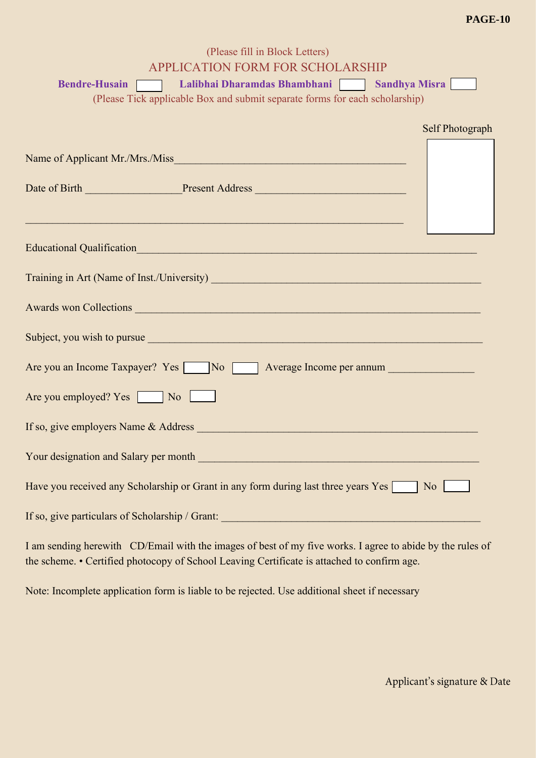(Please fill in Block Letters)

## APPLICATION FORM FOR SCHOLARSHIP

**Bendre-Husain** ☐ **Lalibhai Dharamdas Bhambhani** ☐ **Sandhya Misra** ☐

(Please Tick applicable Box and submit separate forms for each scholarship)

Self Photograph

Name of Applicant Mr./Mrs./Miss_______________________________________________

Date of Birth _________________Present Address ___________________________

_____________________________________________________________________

Educational Qualification_______________________________________________________________

Training in Art (Name of Inst./University) _________________________________________________

Awards won Collections ______________________________________________________________

Subject, you wish to pursue ___________________________________________________________

Are you an Income Taxpayer? Yes ☐ No ☐ Average Income per annum _______________

Are you employed? Yes ☐ No ☐

If so, give employers Name & Address ___________________________________________________

Your designation and Salary per month ___________________________________________________

Have you received any Scholarship or Grant in any form during last three years Yes ☐ No ☐

If so, give particulars of Scholarship / Grant: _______________________________________________

I am sending herewith CD/Email with the images of best of my five works. I agree to abide by the rules of the scheme. • Certified photocopy of School Leaving Certificate is attached to confirm age.

Note: Incomplete application form is liable to be rejected. Use additional sheet if necessary

Applicant's signature & Date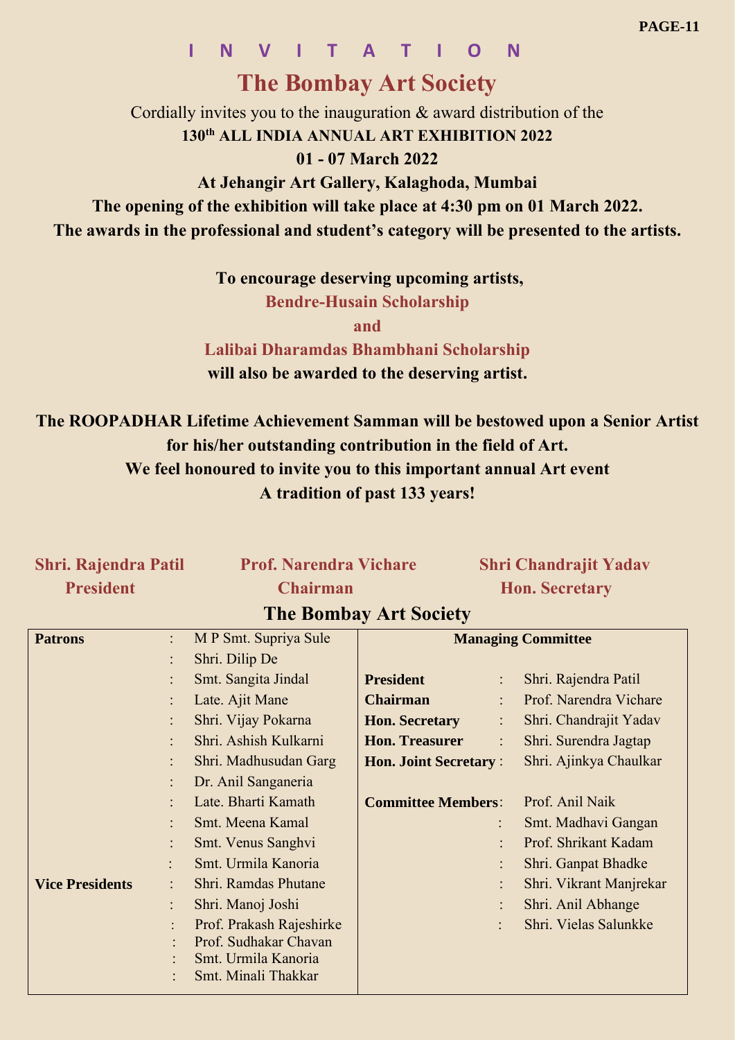**I N V I T A T I O N**

# The Bombay Art Society

Cordially invites you to the inauguration & award distribution of the

**130th ALL INDIA ANNUAL ART EXHIBITION 2022**

**01 - 07 March 2022**

**At Jehangir Art Gallery, Kalaghoda, Mumbai**

**The opening of the exhibition will take place at 4:30 pm on 01 March 2022.**

**The awards in the professional and student's category will be presented to the artists.**

**To encourage deserving upcoming artists,**

**Bendre-Husain Scholarship**

**and**

**Lalibai Dharamdas Bhambhani Scholarship**

**will also be awarded to the deserving artist.**

**The ROOPADHAR Lifetime Achievement Samman will be bestowed upon a Senior Artist for his/her outstanding contribution in the field of Art.**

**We feel honoured to invite you to this important annual Art event**

**A tradition of past 133 years!**

| **Shri. Rajendra Patil** | **Prof. Narendra Vichare** | **Shri Chandrajit Yadav** |
|---|---|---|
| **President** | **Chairman** | **Hon. Secretary** |

## The Bombay Art Society

| | | | **Managing Committee** | | |
|---|---|---|---|---|---|
| **Patrons** | : | M P Smt. Supriya Sule | | | |
| | : | Shri. Dilip De | | | |
| | : | Smt. Sangita Jindal | **President** | : | Shri. Rajendra Patil |
| | : | Late. Ajit Mane | **Chairman** | : | Prof. Narendra Vichare |
| | : | Shri. Vijay Pokarna | **Hon. Secretary** | : | Shri. Chandrajit Yadav |
| | : | Shri. Ashish Kulkarni | **Hon. Treasurer** | : | Shri. Surendra Jagtap |
| | : | Shri. Madhusudan Garg | **Hon. Joint Secretary** | : | Shri. Ajinkya Chaulkar |
| | : | Dr. Anil Sanganeria | | | |
| | : | Late. Bharti Kamath | **Committee Members** | : | Prof. Anil Naik |
| | : | Smt. Meena Kamal | | : | Smt. Madhavi Gangan |
| | : | Smt. Venus Sanghvi | | : | Prof. Shrikant Kadam |
| | : | Smt. Urmila Kanoria | | : | Shri. Ganpat Bhadke |
| **Vice Presidents** | : | Shri. Ramdas Phutane | | : | Shri. Vikrant Manjrekar |
| | : | Shri. Manoj Joshi | | : | Shri. Anil Abhange |
| | : | Prof. Prakash Rajeshirke | | : | Shri. Vielas Salunkke |
| | : | Prof. Sudhakar Chavan | | | |
| | : | Smt. Urmila Kanoria | | | |
| | : | Smt. Minali Thakkar | | | |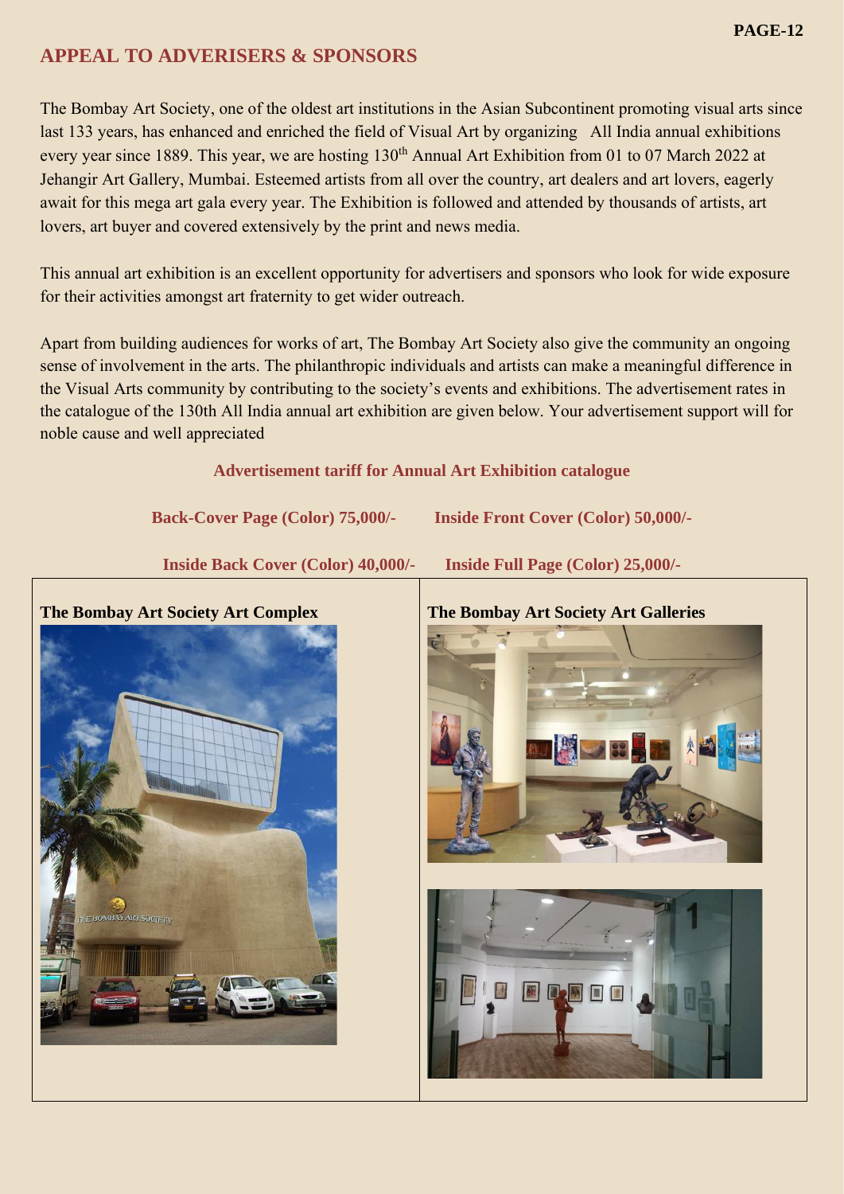## APPEAL TO ADVERISERS & SPONSORS

The Bombay Art Society, one of the oldest art institutions in the Asian Subcontinent promoting visual arts since last 133 years, has enhanced and enriched the field of Visual Art by organizing All India annual exhibitions every year since 1889. This year, we are hosting 130th Annual Art Exhibition from 01 to 07 March 2022 at Jehangir Art Gallery, Mumbai. Esteemed artists from all over the country, art dealers and art lovers, eagerly await for this mega art gala every year. The Exhibition is followed and attended by thousands of artists, art lovers, art buyer and covered extensively by the print and news media.

This annual art exhibition is an excellent opportunity for advertisers and sponsors who look for wide exposure for their activities amongst art fraternity to get wider outreach.

Apart from building audiences for works of art, The Bombay Art Society also give the community an ongoing sense of involvement in the arts. The philanthropic individuals and artists can make a meaningful difference in the Visual Arts community by contributing to the society's events and exhibitions. The advertisement rates in the catalogue of the 130th All India annual art exhibition are given below. Your advertisement support will for noble cause and well appreciated

**Advertisement tariff for Annual Art Exhibition catalogue**

**Back-Cover Page (Color) 75,000/-** **Inside Front Cover (Color) 50,000/-**

**Inside Back Cover (Color) 40,000/-** **Inside Full Page (Color) 25,000/-**

**The Bombay Art Society Art Complex**

**The Bombay Art Society Art Galleries**